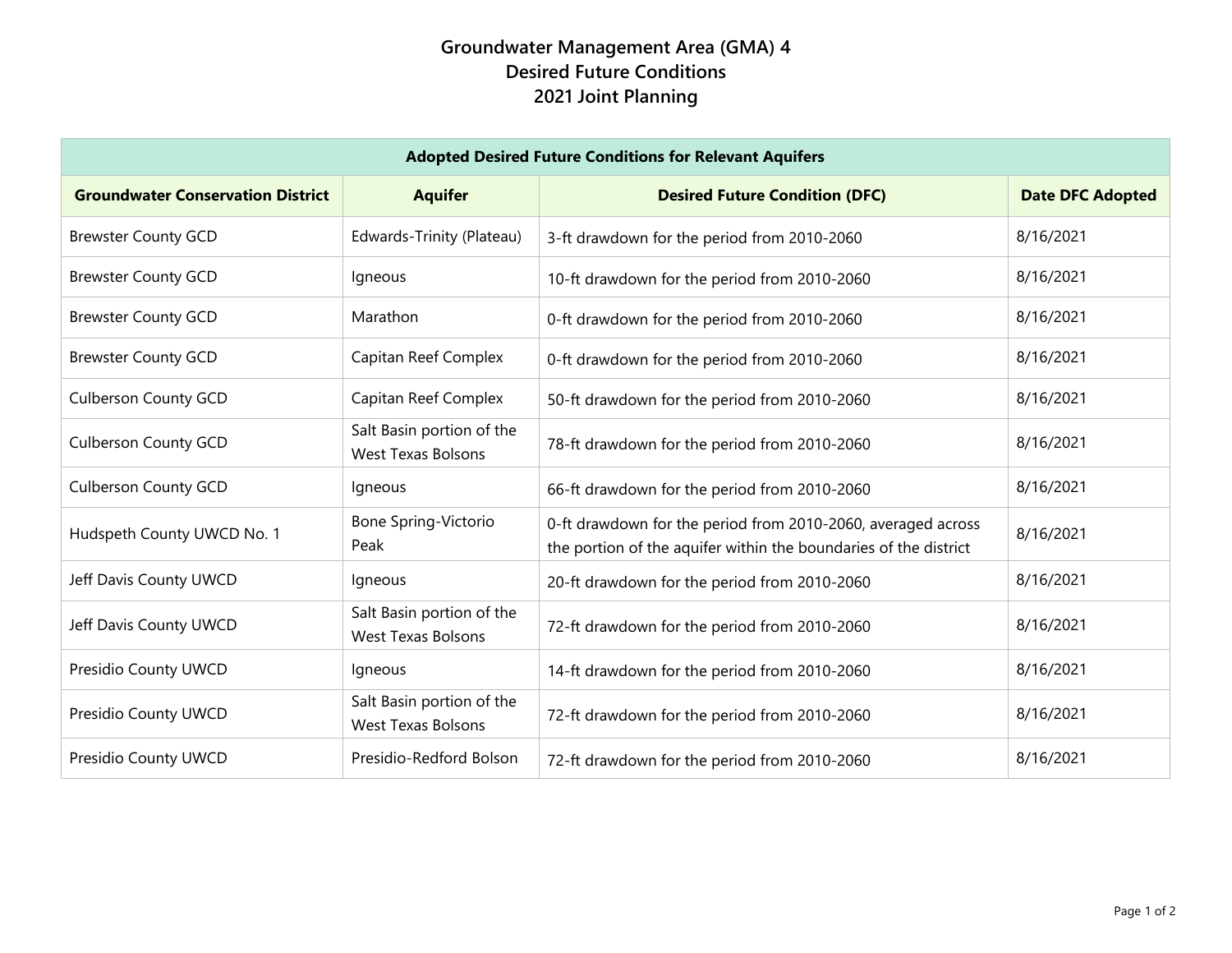# Groundwater Management Area (GMA) 4
# Desired Future Conditions
# 2021 Joint Planning

| Adopted Desired Future Conditions for Relevant Aquifers | | | |
|---|---|---|---|
| **Groundwater Conservation District** | **Aquifer** | **Desired Future Condition (DFC)** | **Date DFC Adopted** |
| Brewster County GCD | Edwards-Trinity (Plateau) | 3-ft drawdown for the period from 2010-2060 | 8/16/2021 |
| Brewster County GCD | Igneous | 10-ft drawdown for the period from 2010-2060 | 8/16/2021 |
| Brewster County GCD | Marathon | 0-ft drawdown for the period from 2010-2060 | 8/16/2021 |
| Brewster County GCD | Capitan Reef Complex | 0-ft drawdown for the period from 2010-2060 | 8/16/2021 |
| Culberson County GCD | Capitan Reef Complex | 50-ft drawdown for the period from 2010-2060 | 8/16/2021 |
| Culberson County GCD | Salt Basin portion of the West Texas Bolsons | 78-ft drawdown for the period from 2010-2060 | 8/16/2021 |
| Culberson County GCD | Igneous | 66-ft drawdown for the period from 2010-2060 | 8/16/2021 |
| Hudspeth County UWCD No. 1 | Bone Spring-Victorio Peak | 0-ft drawdown for the period from 2010-2060, averaged across the portion of the aquifer within the boundaries of the district | 8/16/2021 |
| Jeff Davis County UWCD | Igneous | 20-ft drawdown for the period from 2010-2060 | 8/16/2021 |
| Jeff Davis County UWCD | Salt Basin portion of the West Texas Bolsons | 72-ft drawdown for the period from 2010-2060 | 8/16/2021 |
| Presidio County UWCD | Igneous | 14-ft drawdown for the period from 2010-2060 | 8/16/2021 |
| Presidio County UWCD | Salt Basin portion of the West Texas Bolsons | 72-ft drawdown for the period from 2010-2060 | 8/16/2021 |
| Presidio County UWCD | Presidio-Redford Bolson | 72-ft drawdown for the period from 2010-2060 | 8/16/2021 |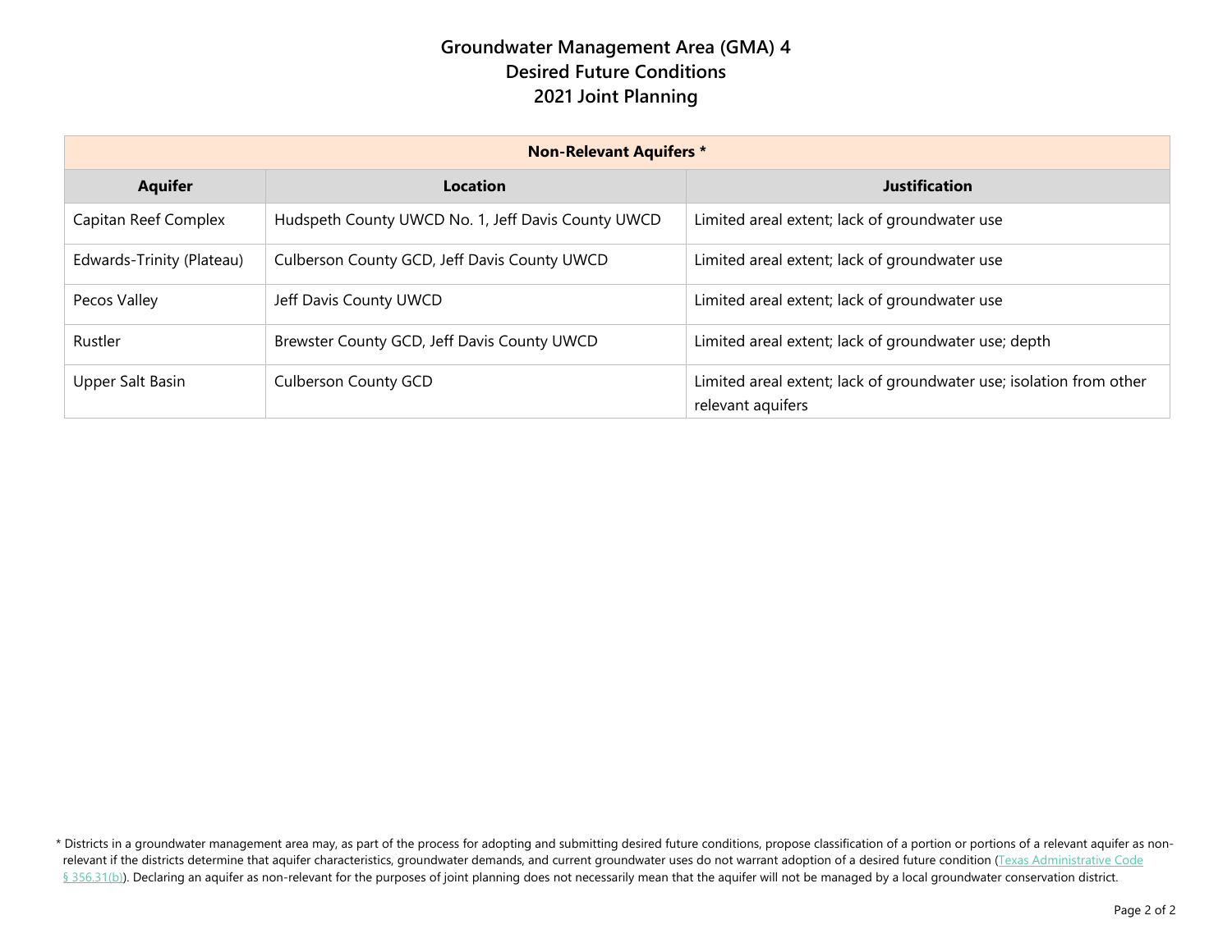# Groundwater Management Area (GMA) 4
# Desired Future Conditions
# 2021 Joint Planning

| Non-Relevant Aquifers * | | |
|---|---|---|
| **Aquifer** | **Location** | **Justification** |
| Capitan Reef Complex | Hudspeth County UWCD No. 1, Jeff Davis County UWCD | Limited areal extent; lack of groundwater use |
| Edwards-Trinity (Plateau) | Culberson County GCD, Jeff Davis County UWCD | Limited areal extent; lack of groundwater use |
| Pecos Valley | Jeff Davis County UWCD | Limited areal extent; lack of groundwater use |
| Rustler | Brewster County GCD, Jeff Davis County UWCD | Limited areal extent; lack of groundwater use; depth |
| Upper Salt Basin | Culberson County GCD | Limited areal extent; lack of groundwater use; isolation from other relevant aquifers |

* Districts in a groundwater management area may, as part of the process for adopting and submitting desired future conditions, propose classification of a portion or portions of a relevant aquifer as non-relevant if the districts determine that aquifer characteristics, groundwater demands, and current groundwater uses do not warrant adoption of a desired future condition (Texas Administrative Code § 356.31(b)). Declaring an aquifer as non-relevant for the purposes of joint planning does not necessarily mean that the aquifer will not be managed by a local groundwater conservation district.